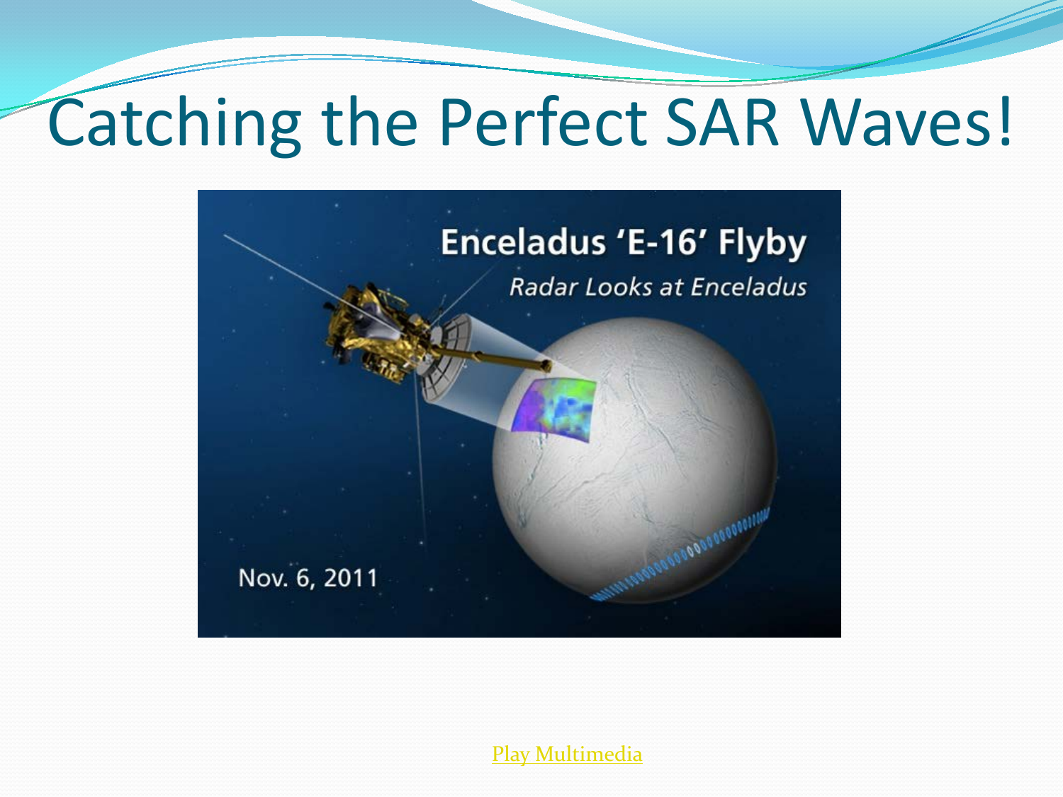# Catching the Perfect SAR Waves!

Enceladus 'E-16' Flyby

*Radar Looks at Enceladus*

Nov. 6, 2011

Play Multimedia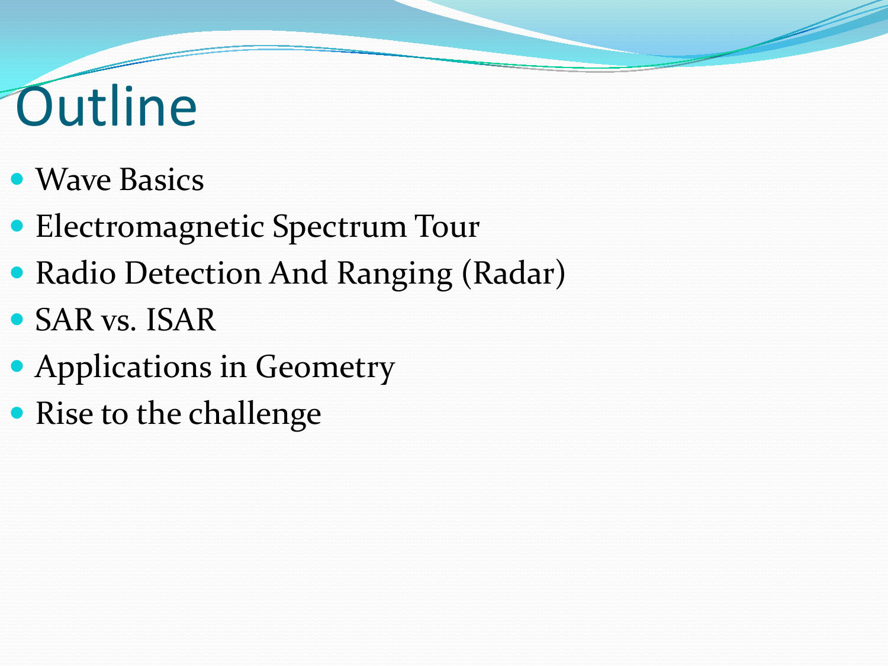# Outline

- Wave Basics
- Electromagnetic Spectrum Tour
- Radio Detection And Ranging (Radar)
- SAR vs. ISAR
- Applications in Geometry
- Rise to the challenge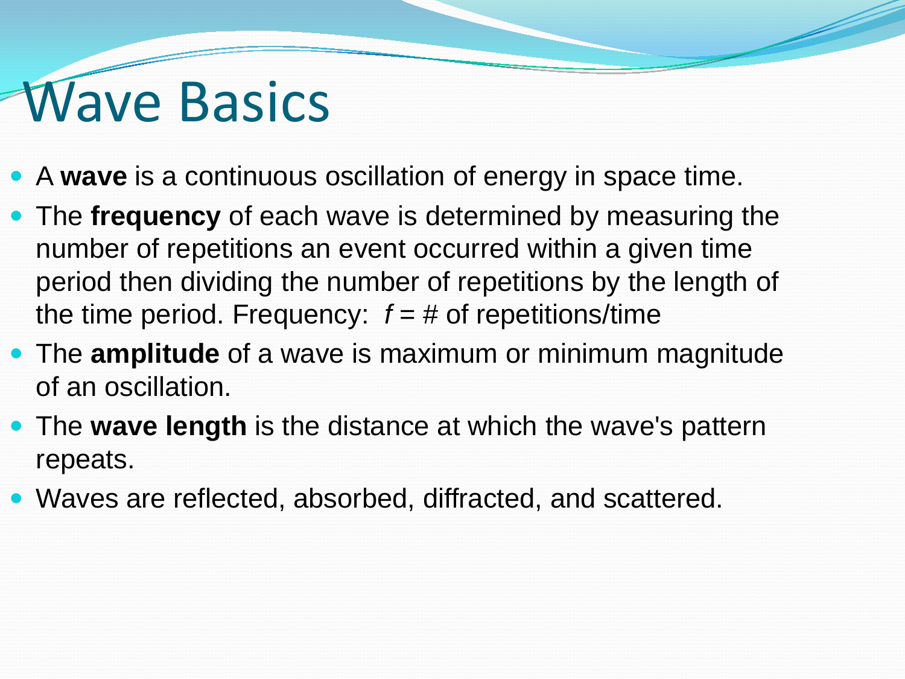# Wave Basics

- A **wave** is a continuous oscillation of energy in space time.
- The **frequency** of each wave is determined by measuring the number of repetitions an event occurred within a given time period then dividing the number of repetitions by the length of the time period. Frequency: $f$ = # of repetitions/time
- The **amplitude** of a wave is maximum or minimum magnitude of an oscillation.
- The **wave length** is the distance at which the wave's pattern repeats.
- Waves are reflected, absorbed, diffracted, and scattered.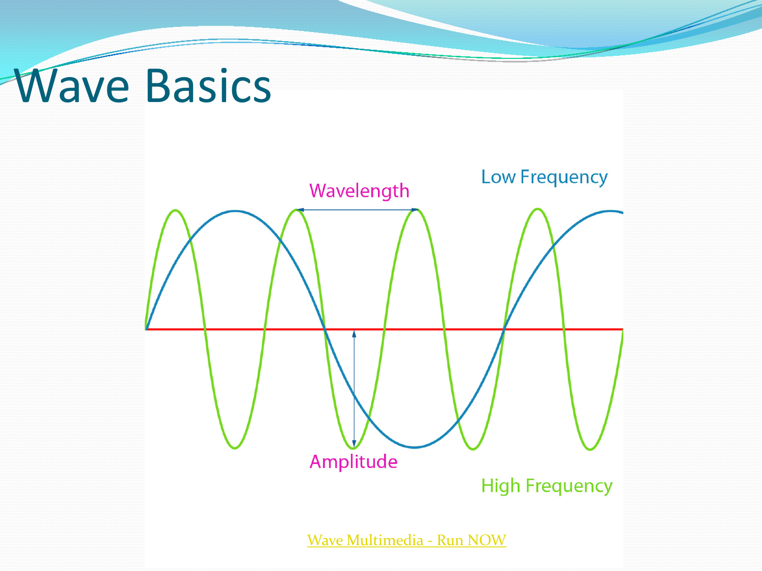# Wave Basics

Low Frequency

Wavelength

Amplitude

High Frequency

Wave Multimedia - Run NOW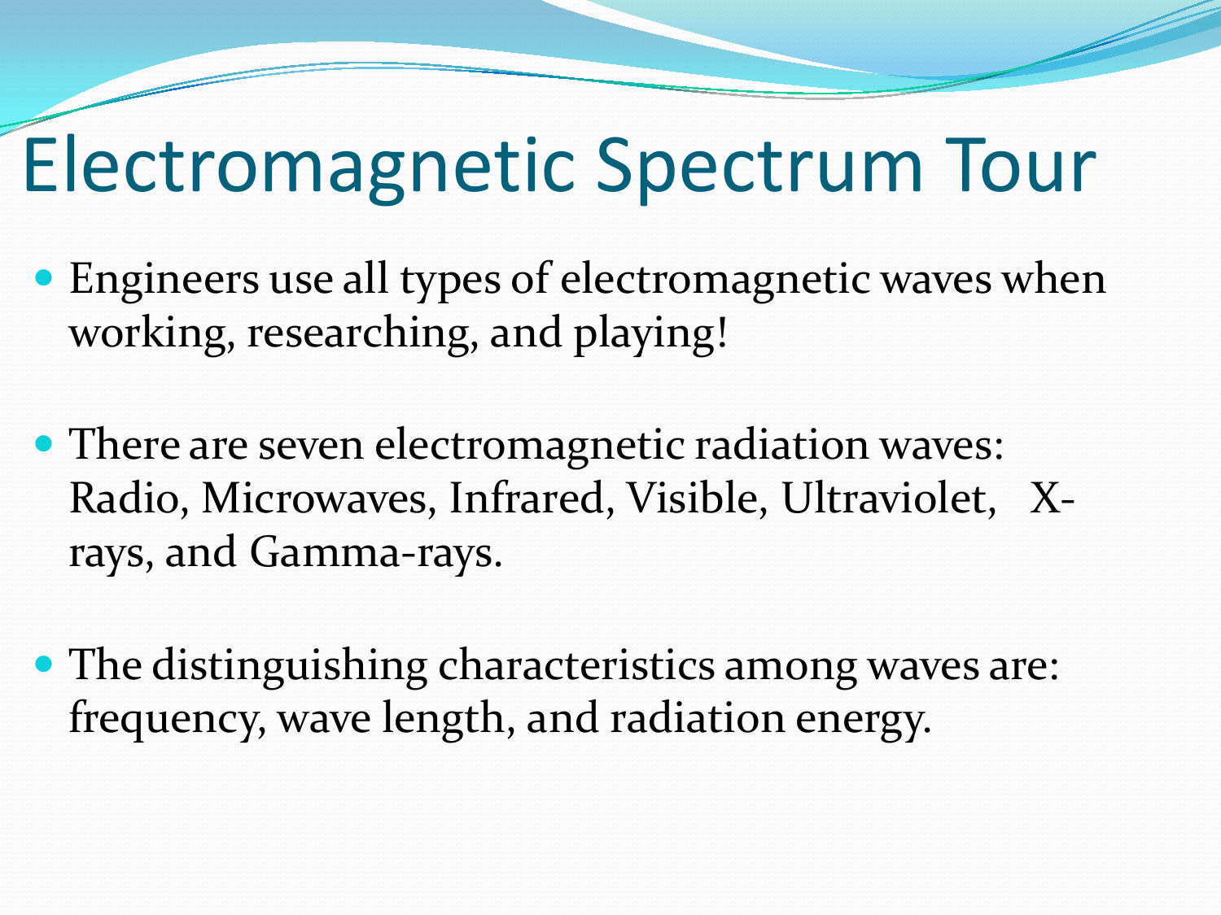# Electromagnetic Spectrum Tour

- Engineers use all types of electromagnetic waves when working, researching, and playing!
- There are seven electromagnetic radiation waves: Radio, Microwaves, Infrared, Visible, Ultraviolet, X-rays, and Gamma-rays.
- The distinguishing characteristics among waves are: frequency, wave length, and radiation energy.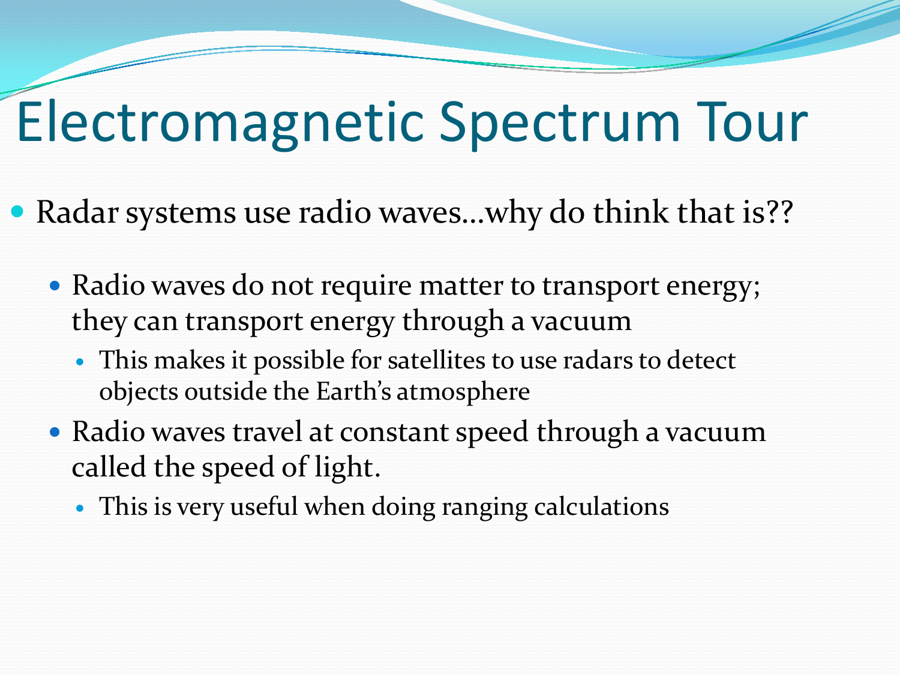# Electromagnetic Spectrum Tour

- Radar systems use radio waves…why do think that is??
  - Radio waves do not require matter to transport energy; they can transport energy through a vacuum
    - This makes it possible for satellites to use radars to detect objects outside the Earth's atmosphere
  - Radio waves travel at constant speed through a vacuum called the speed of light.
    - This is very useful when doing ranging calculations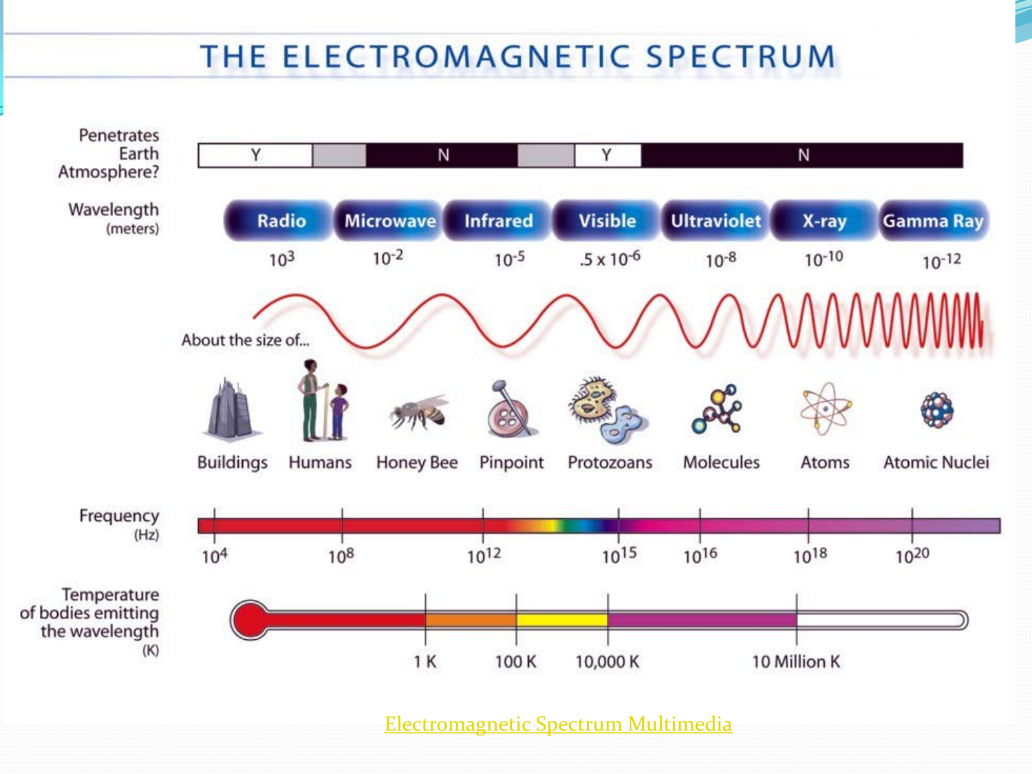# THE ELECTROMAGNETIC SPECTRUM

| | Radio | Microwave | Infrared | Visible | Ultraviolet | X-ray | Gamma Ray |
|---|---|---|---|---|---|---|---|
| Wavelength (meters) | $10^3$ | $10^{-2}$ | $10^{-5}$ | $.5 \times 10^{-6}$ | $10^{-8}$ | $10^{-10}$ | $10^{-12}$ |

Penetrates Earth Atmosphere? Y | N | Y | N

About the size of... Buildings, Humans, Honey Bee, Pinpoint, Protozoans, Molecules, Atoms, Atomic Nuclei

Frequency (Hz): $10^4$, $10^8$, $10^{12}$, $10^{15}$, $10^{16}$, $10^{18}$, $10^{20}$

Temperature of bodies emitting the wavelength (K): 1 K, 100 K, 10,000 K, 10 Million K

Electromagnetic Spectrum Multimedia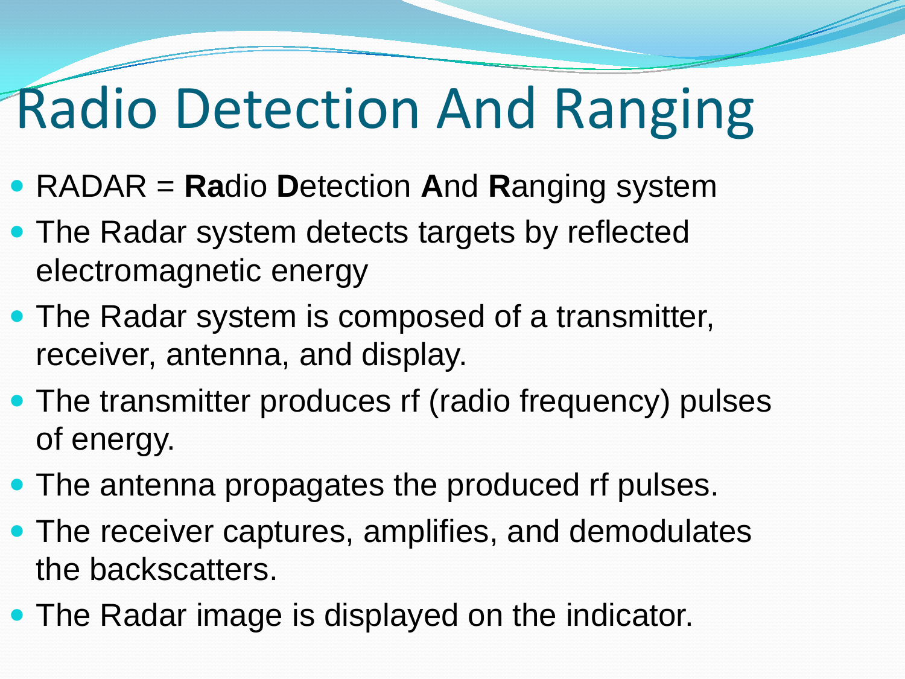# Radio Detection And Ranging

- RADAR = **Ra**dio **D**etection **A**nd **R**anging system
- The Radar system detects targets by reflected electromagnetic energy
- The Radar system is composed of a transmitter, receiver, antenna, and display.
- The transmitter produces rf (radio frequency) pulses of energy.
- The antenna propagates the produced rf pulses.
- The receiver captures, amplifies, and demodulates the backscatters.
- The Radar image is displayed on the indicator.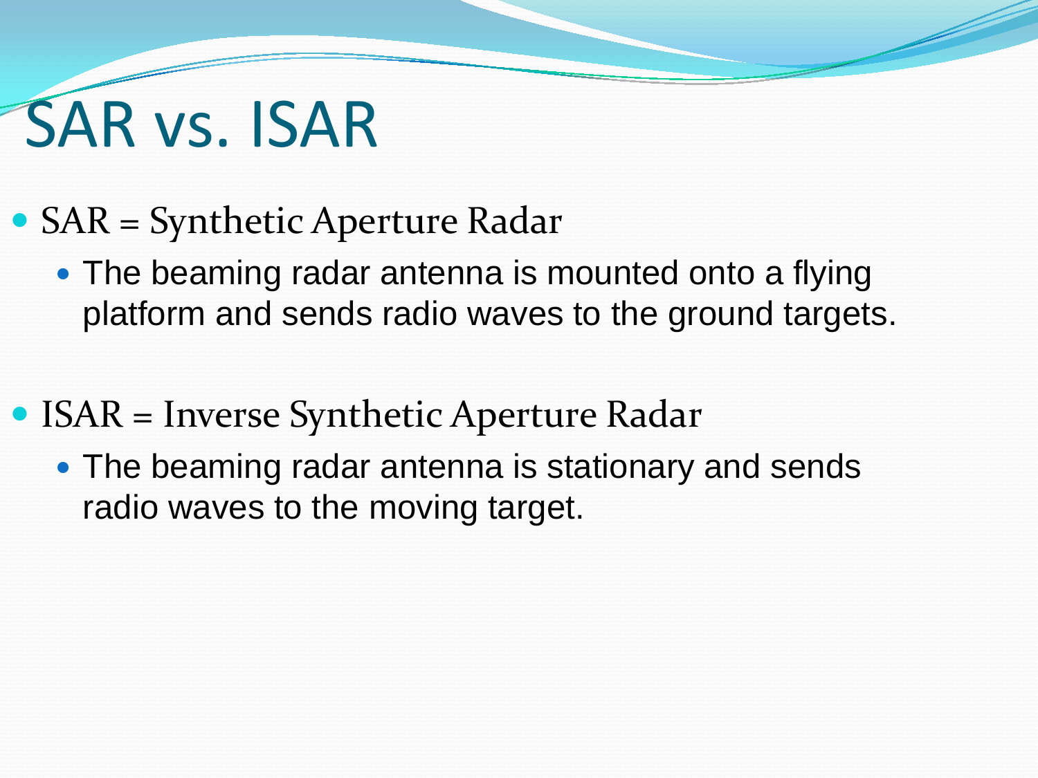# SAR vs. ISAR

- SAR = Synthetic Aperture Radar
  - The beaming radar antenna is mounted onto a flying platform and sends radio waves to the ground targets.
- ISAR = Inverse Synthetic Aperture Radar
  - The beaming radar antenna is stationary and sends radio waves to the moving target.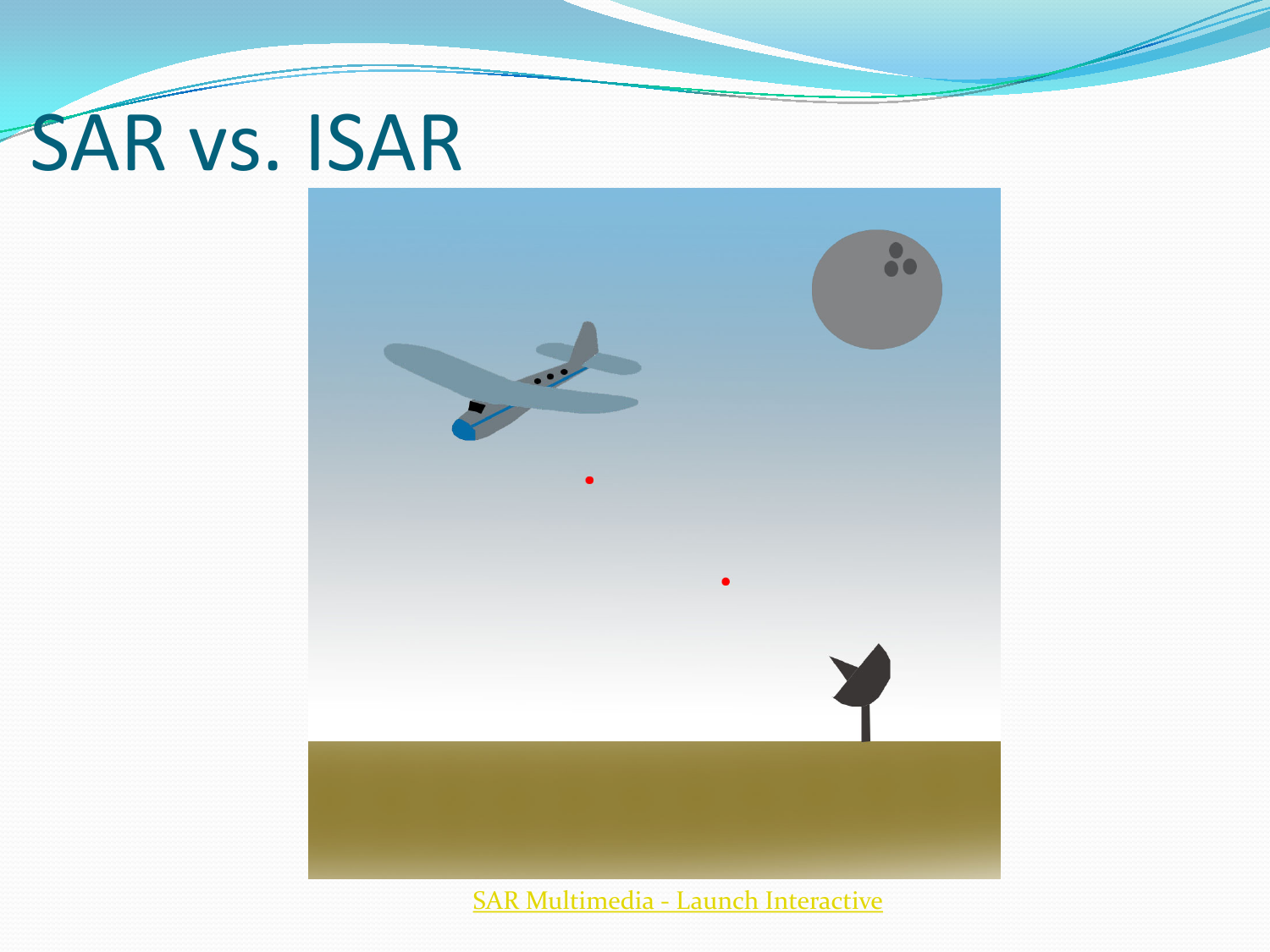# SAR vs. ISAR

SAR Multimedia - Launch Interactive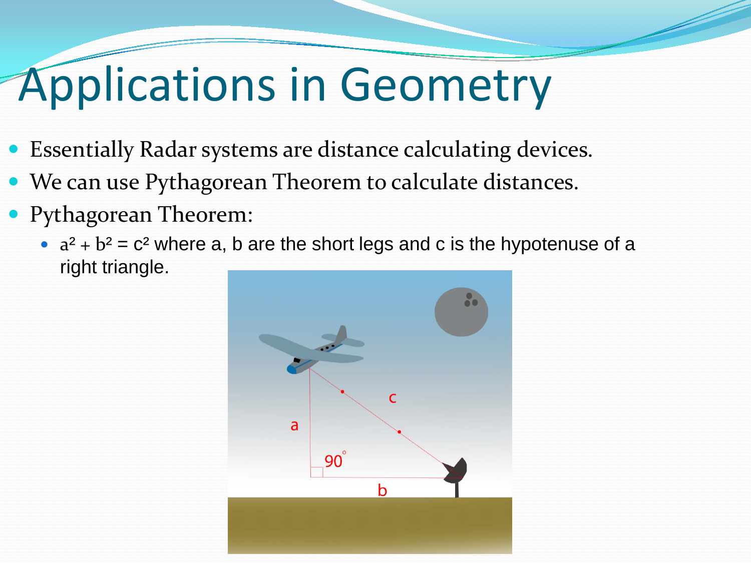# Applications in Geometry

- Essentially Radar systems are distance calculating devices.
- We can use Pythagorean Theorem to calculate distances.
- Pythagorean Theorem:
  - $a^2 + b^2 = c^2$ where a, b are the short legs and c is the hypotenuse of a right triangle.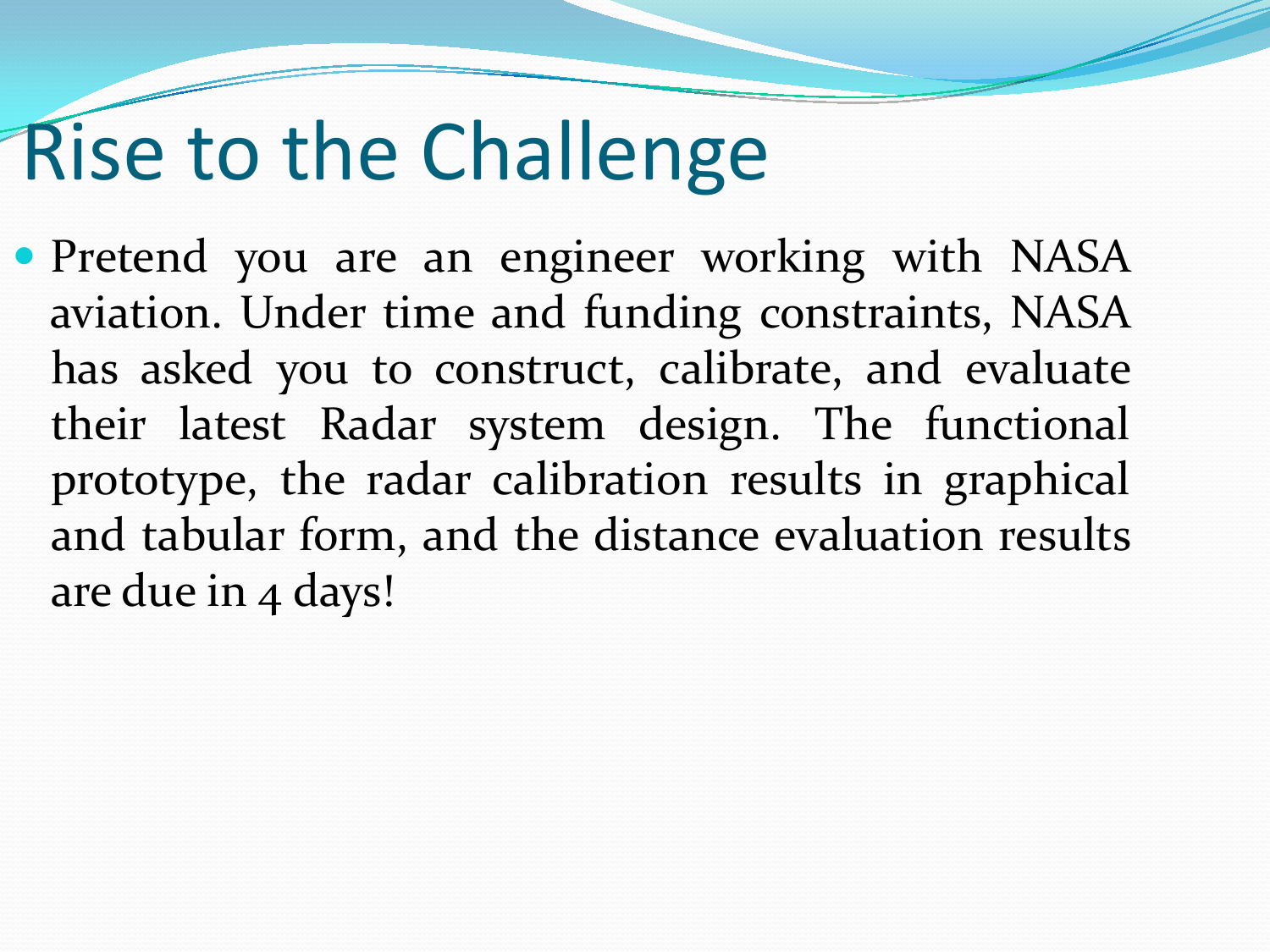# Rise to the Challenge

- Pretend you are an engineer working with NASA aviation. Under time and funding constraints, NASA has asked you to construct, calibrate, and evaluate their latest Radar system design. The functional prototype, the radar calibration results in graphical and tabular form, and the distance evaluation results are due in 4 days!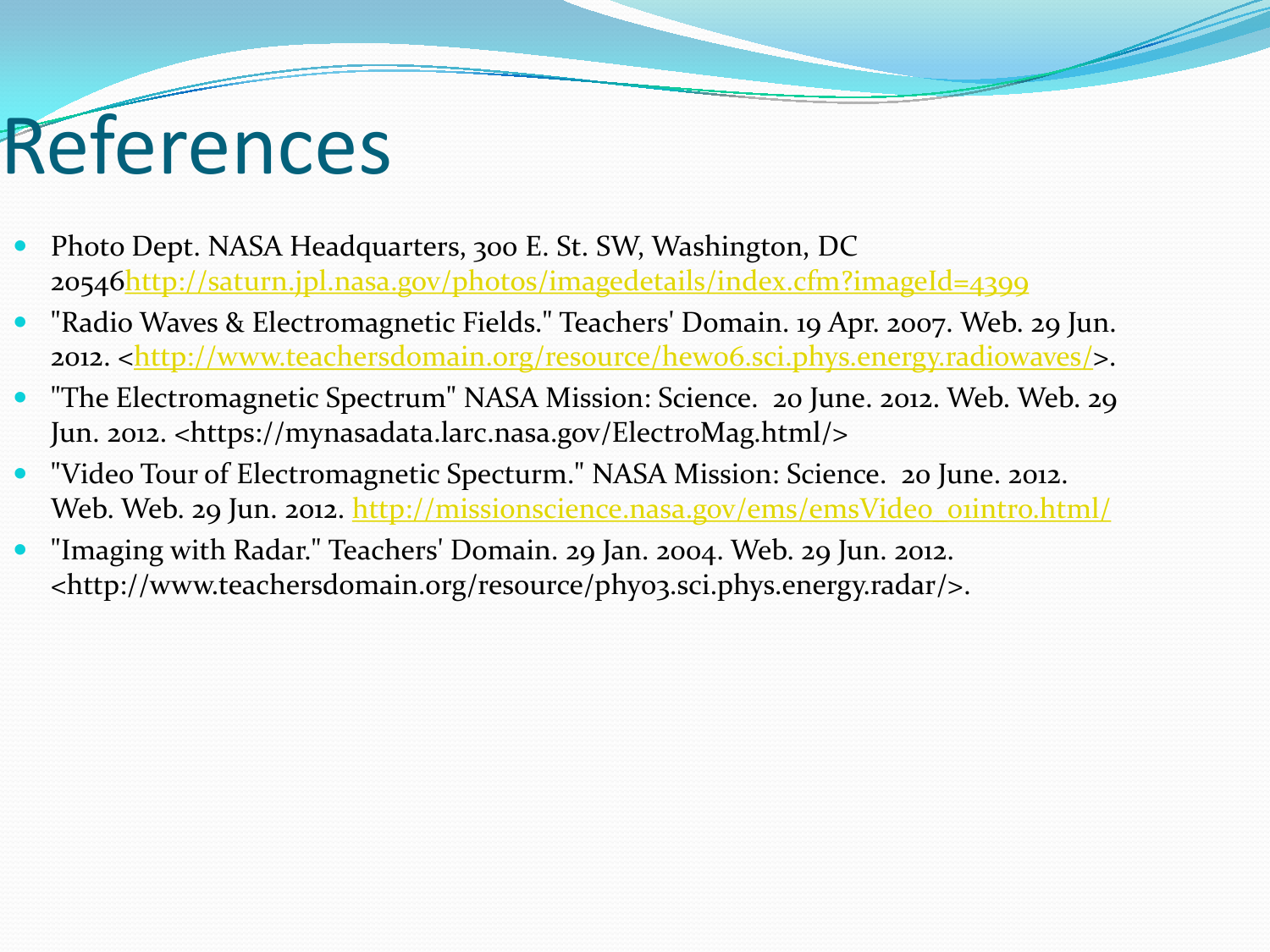# References

- Photo Dept. NASA Headquarters, 300 E. St. SW, Washington, DC 20546http://saturn.jpl.nasa.gov/photos/imagedetails/index.cfm?imageId=4399
- "Radio Waves & Electromagnetic Fields." Teachers' Domain. 19 Apr. 2007. Web. 29 Jun. 2012. <http://www.teachersdomain.org/resource/hew06.sci.phys.energy.radiowaves/>.
- "The Electromagnetic Spectrum" NASA Mission: Science. 20 June. 2012. Web. Web. 29 Jun. 2012. <https://mynasadata.larc.nasa.gov/ElectroMag.html/>
- "Video Tour of Electromagnetic Specturm." NASA Mission: Science. 20 June. 2012. Web. Web. 29 Jun. 2012. http://missionscience.nasa.gov/ems/emsVideo_01intro.html/
- "Imaging with Radar." Teachers' Domain. 29 Jan. 2004. Web. 29 Jun. 2012. <http://www.teachersdomain.org/resource/phy03.sci.phys.energy.radar/>.